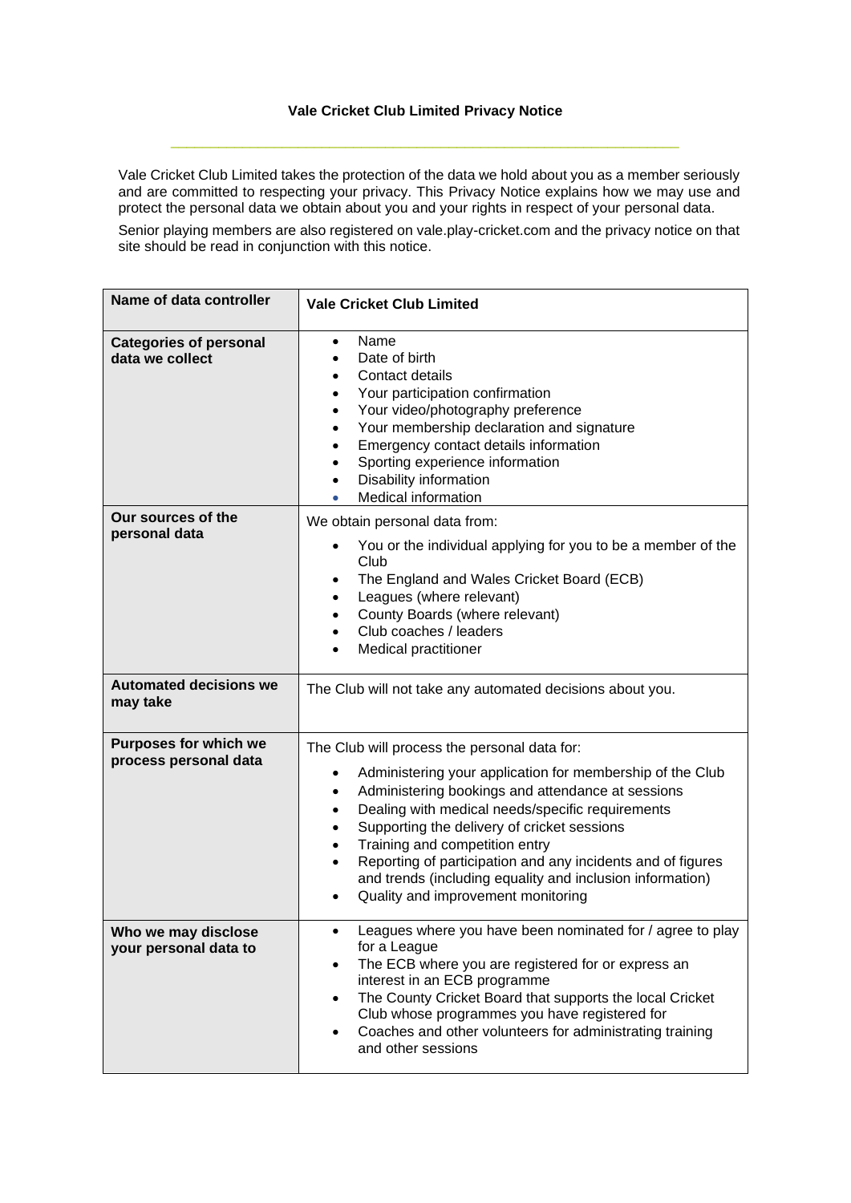# Vale Cricket Club Limited Privacy Notice

Vale Cricket Club Limited takes the protection of the data we hold about you as a member seriously and are committed to respecting your privacy. This Privacy Notice explains how we may use and protect the personal data we obtain about you and your rights in respect of your personal data.

Senior playing members are also registered on vale.play-cricket.com and the privacy notice on that site should be read in conjunction with this notice.

| **Name of data controller** | **Vale Cricket Club Limited** |
|---|---|
| **Categories of personal data we collect** | • Name<br>• Date of birth<br>• Contact details<br>• Your participation confirmation<br>• Your video/photography preference<br>• Your membership declaration and signature<br>• Emergency contact details information<br>• Sporting experience information<br>• Disability information<br>• Medical information |
| **Our sources of the personal data** | We obtain personal data from:<br>• You or the individual applying for you to be a member of the Club<br>• The England and Wales Cricket Board (ECB)<br>• Leagues (where relevant)<br>• County Boards (where relevant)<br>• Club coaches / leaders<br>• Medical practitioner |
| **Automated decisions we may take** | The Club will not take any automated decisions about you. |
| **Purposes for which we process personal data** | The Club will process the personal data for:<br>• Administering your application for membership of the Club<br>• Administering bookings and attendance at sessions<br>• Dealing with medical needs/specific requirements<br>• Supporting the delivery of cricket sessions<br>• Training and competition entry<br>• Reporting of participation and any incidents and of figures and trends (including equality and inclusion information)<br>• Quality and improvement monitoring |
| **Who we may disclose your personal data to** | • Leagues where you have been nominated for / agree to play for a League<br>• The ECB where you are registered for or express an interest in an ECB programme<br>• The County Cricket Board that supports the local Cricket Club whose programmes you have registered for<br>• Coaches and other volunteers for administrating training and other sessions |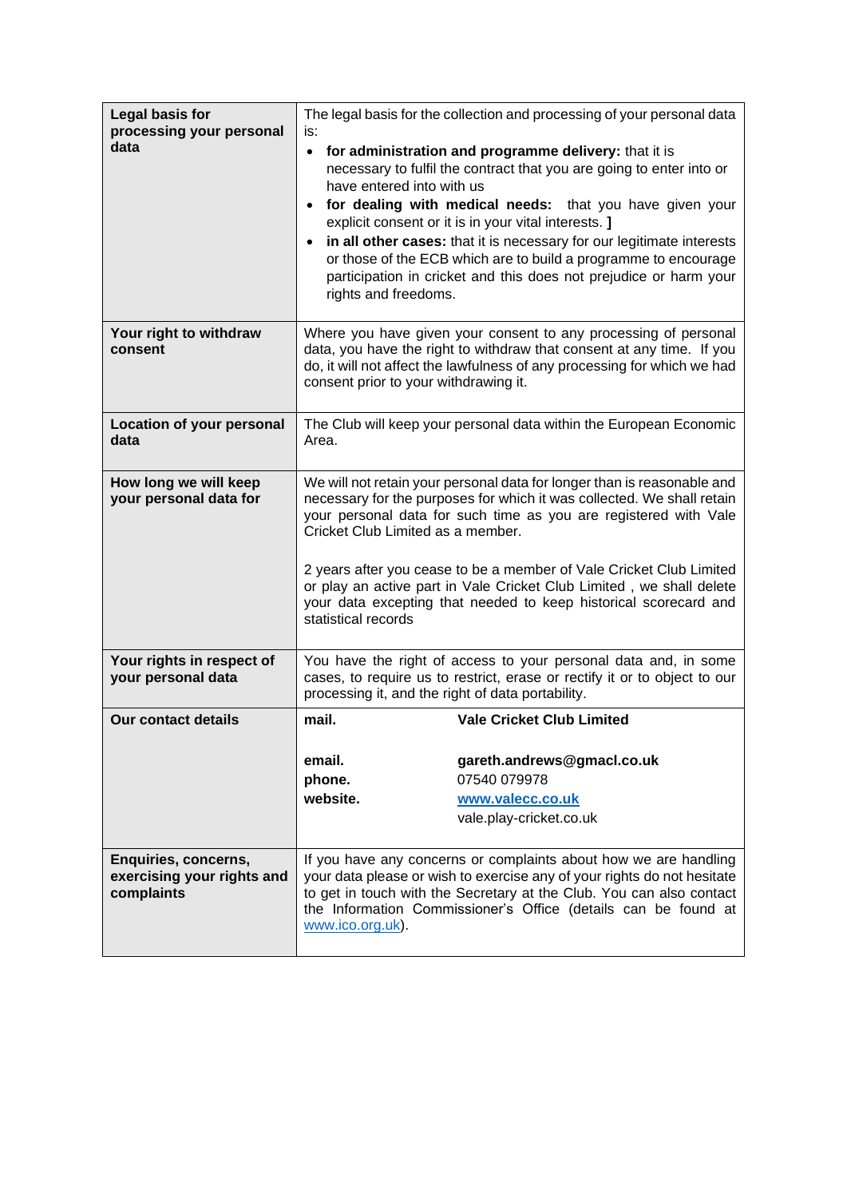| | |
|---|---|
| **Legal basis for processing your personal data** | The legal basis for the collection and processing of your personal data is:<br>• **for administration and programme delivery:** that it is necessary to fulfil the contract that you are going to enter into or have entered into with us<br>• **for dealing with medical needs:** that you have given your explicit consent or it is in your vital interests. **]**<br>• **in all other cases:** that it is necessary for our legitimate interests or those of the ECB which are to build a programme to encourage participation in cricket and this does not prejudice or harm your rights and freedoms. |
| **Your right to withdraw consent** | Where you have given your consent to any processing of personal data, you have the right to withdraw that consent at any time. If you do, it will not affect the lawfulness of any processing for which we had consent prior to your withdrawing it. |
| **Location of your personal data** | The Club will keep your personal data within the European Economic Area. |
| **How long we will keep your personal data for** | We will not retain your personal data for longer than is reasonable and necessary for the purposes for which it was collected. We shall retain your personal data for such time as you are registered with Vale Cricket Club Limited as a member.<br><br>2 years after you cease to be a member of Vale Cricket Club Limited or play an active part in Vale Cricket Club Limited , we shall delete your data excepting that needed to keep historical scorecard and statistical records |
| **Your rights in respect of your personal data** | You have the right of access to your personal data and, in some cases, to require us to restrict, erase or rectify it or to object to our processing it, and the right of data portability. |
| **Our contact details** | **mail.** **Vale Cricket Club Limited**<br><br>**email.** **gareth.andrews@gmacl.co.uk**<br>**phone.** 07540 079978<br>**website.** [www.valecc.co.uk](http://www.valecc.co.uk)<br>vale.play-cricket.co.uk |
| **Enquiries, concerns, exercising your rights and complaints** | If you have any concerns or complaints about how we are handling your data please or wish to exercise any of your rights do not hesitate to get in touch with the Secretary at the Club. You can also contact the Information Commissioner's Office (details can be found at [www.ico.org.uk](http://www.ico.org.uk)). |